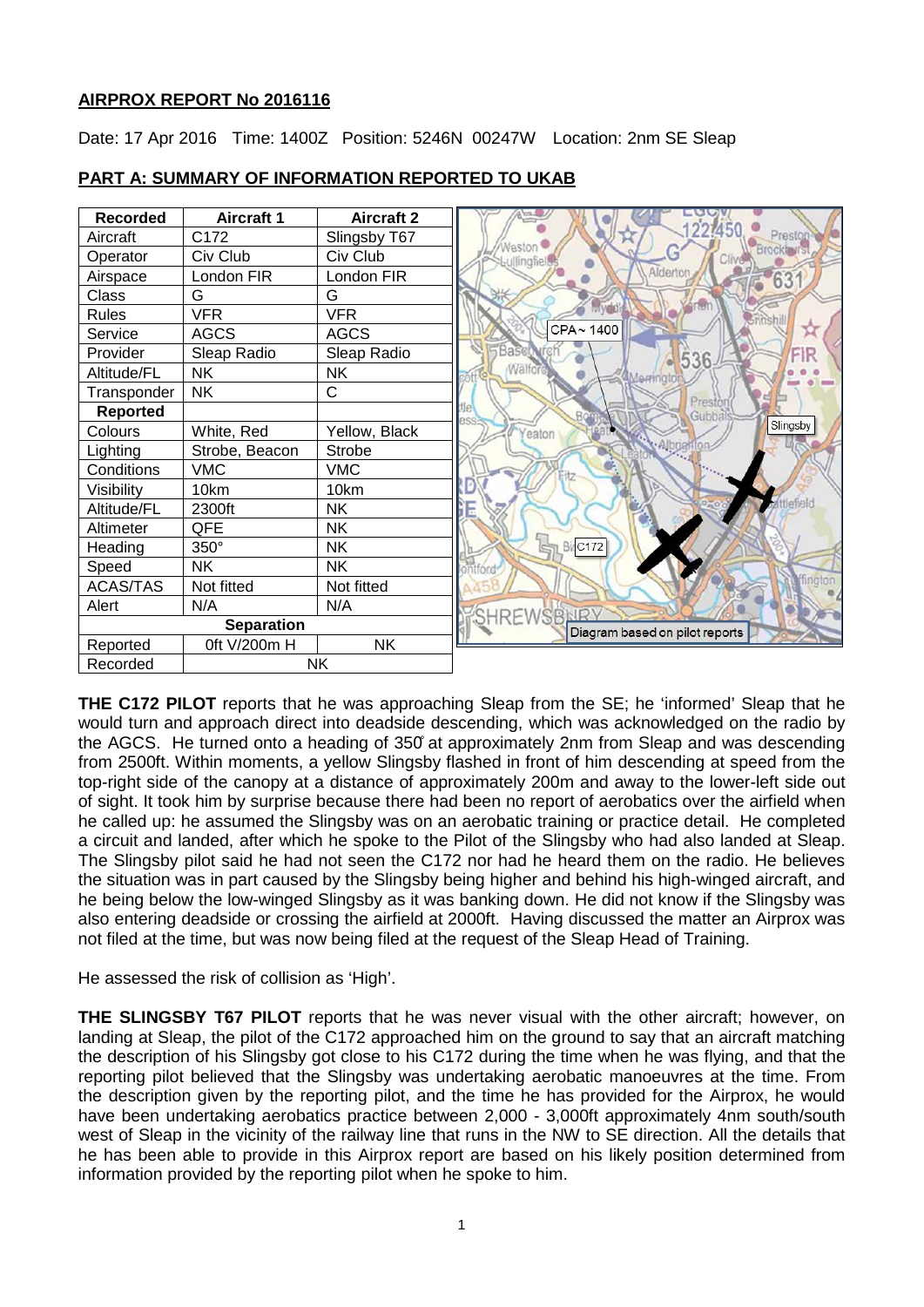**AIRPROX REPORT No 2016116**

Date: 17 Apr 2016 Time: 1400Z Position: 5246N 00247W Location: 2nm SE Sleap

**PART A: SUMMARY OF INFORMATION REPORTED TO UKAB**

| Recorded | Aircraft 1 | Aircraft 2 |
|---|---|---|
| Aircraft | C172 | Slingsby T67 |
| Operator | Civ Club | Civ Club |
| Airspace | London FIR | London FIR |
| Class | G | G |
| Rules | VFR | VFR |
| Service | AGCS | AGCS |
| Provider | Sleap Radio | Sleap Radio |
| Altitude/FL | NK | NK |
| Transponder | NK | C |
| **Reported** | | |
| Colours | White, Red | Yellow, Black |
| Lighting | Strobe, Beacon | Strobe |
| Conditions | VMC | VMC |
| Visibility | 10km | 10km |
| Altitude/FL | 2300ft | NK |
| Altimeter | QFE | NK |
| Heading | 350° | NK |
| Speed | NK | NK |
| ACAS/TAS | Not fitted | Not fitted |
| Alert | N/A | N/A |
| **Separation** | | |
| Reported | 0ft V/200m H | NK |
| Recorded | NK | |

Diagram based on pilot reports

**THE C172 PILOT** reports that he was approaching Sleap from the SE; he 'informed' Sleap that he would turn and approach direct into deadside descending, which was acknowledged on the radio by the AGCS. He turned onto a heading of 350° at approximately 2nm from Sleap and was descending from 2500ft. Within moments, a yellow Slingsby flashed in front of him descending at speed from the top-right side of the canopy at a distance of approximately 200m and away to the lower-left side out of sight. It took him by surprise because there had been no report of aerobatics over the airfield when he called up: he assumed the Slingsby was on an aerobatic training or practice detail. He completed a circuit and landed, after which he spoke to the Pilot of the Slingsby who had also landed at Sleap. The Slingsby pilot said he had not seen the C172 nor had he heard them on the radio. He believes the situation was in part caused by the Slingsby being higher and behind his high-winged aircraft, and he being below the low-winged Slingsby as it was banking down. He did not know if the Slingsby was also entering deadside or crossing the airfield at 2000ft. Having discussed the matter an Airprox was not filed at the time, but was now being filed at the request of the Sleap Head of Training.

He assessed the risk of collision as 'High'.

**THE SLINGSBY T67 PILOT** reports that he was never visual with the other aircraft; however, on landing at Sleap, the pilot of the C172 approached him on the ground to say that an aircraft matching the description of his Slingsby got close to his C172 during the time when he was flying, and that the reporting pilot believed that the Slingsby was undertaking aerobatic manoeuvres at the time. From the description given by the reporting pilot, and the time he has provided for the Airprox, he would have been undertaking aerobatics practice between 2,000 - 3,000ft approximately 4nm south/south west of Sleap in the vicinity of the railway line that runs in the NW to SE direction. All the details that he has been able to provide in this Airprox report are based on his likely position determined from information provided by the reporting pilot when he spoke to him.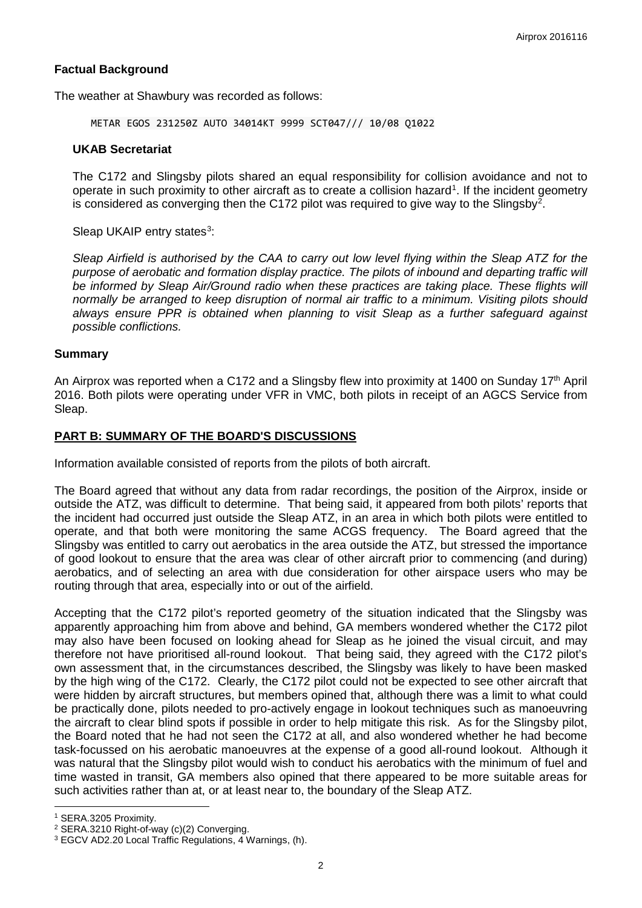## Factual Background

The weather at Shawbury was recorded as follows:

```
METAR EGOS 231250Z AUTO 34014KT 9999 SCT047/// 10/08 Q1022
```

### UKAB Secretariat

The C172 and Slingsby pilots shared an equal responsibility for collision avoidance and not to operate in such proximity to other aircraft as to create a collision hazard[1]. If the incident geometry is considered as converging then the C172 pilot was required to give way to the Slingsby[2].

Sleap UKAIP entry states[3]:

*Sleap Airfield is authorised by the CAA to carry out low level flying within the Sleap ATZ for the purpose of aerobatic and formation display practice. The pilots of inbound and departing traffic will be informed by Sleap Air/Ground radio when these practices are taking place. These flights will normally be arranged to keep disruption of normal air traffic to a minimum. Visiting pilots should always ensure PPR is obtained when planning to visit Sleap as a further safeguard against possible conflictions.*

## Summary

An Airprox was reported when a C172 and a Slingsby flew into proximity at 1400 on Sunday 17th April 2016. Both pilots were operating under VFR in VMC, both pilots in receipt of an AGCS Service from Sleap.

## PART B: SUMMARY OF THE BOARD'S DISCUSSIONS

Information available consisted of reports from the pilots of both aircraft.

The Board agreed that without any data from radar recordings, the position of the Airprox, inside or outside the ATZ, was difficult to determine. That being said, it appeared from both pilots' reports that the incident had occurred just outside the Sleap ATZ, in an area in which both pilots were entitled to operate, and that both were monitoring the same ACGS frequency. The Board agreed that the Slingsby was entitled to carry out aerobatics in the area outside the ATZ, but stressed the importance of good lookout to ensure that the area was clear of other aircraft prior to commencing (and during) aerobatics, and of selecting an area with due consideration for other airspace users who may be routing through that area, especially into or out of the airfield.

Accepting that the C172 pilot's reported geometry of the situation indicated that the Slingsby was apparently approaching him from above and behind, GA members wondered whether the C172 pilot may also have been focused on looking ahead for Sleap as he joined the visual circuit, and may therefore not have prioritised all-round lookout. That being said, they agreed with the C172 pilot's own assessment that, in the circumstances described, the Slingsby was likely to have been masked by the high wing of the C172. Clearly, the C172 pilot could not be expected to see other aircraft that were hidden by aircraft structures, but members opined that, although there was a limit to what could be practically done, pilots needed to pro-actively engage in lookout techniques such as manoeuvring the aircraft to clear blind spots if possible in order to help mitigate this risk. As for the Slingsby pilot, the Board noted that he had not seen the C172 at all, and also wondered whether he had become task-focussed on his aerobatic manoeuvres at the expense of a good all-round lookout. Although it was natural that the Slingsby pilot would wish to conduct his aerobatics with the minimum of fuel and time wasted in transit, GA members also opined that there appeared to be more suitable areas for such activities rather than at, or at least near to, the boundary of the Sleap ATZ.

---

[1] SERA.3205 Proximity.

[2] SERA.3210 Right-of-way (c)(2) Converging.

[3] EGCV AD2.20 Local Traffic Regulations, 4 Warnings, (h).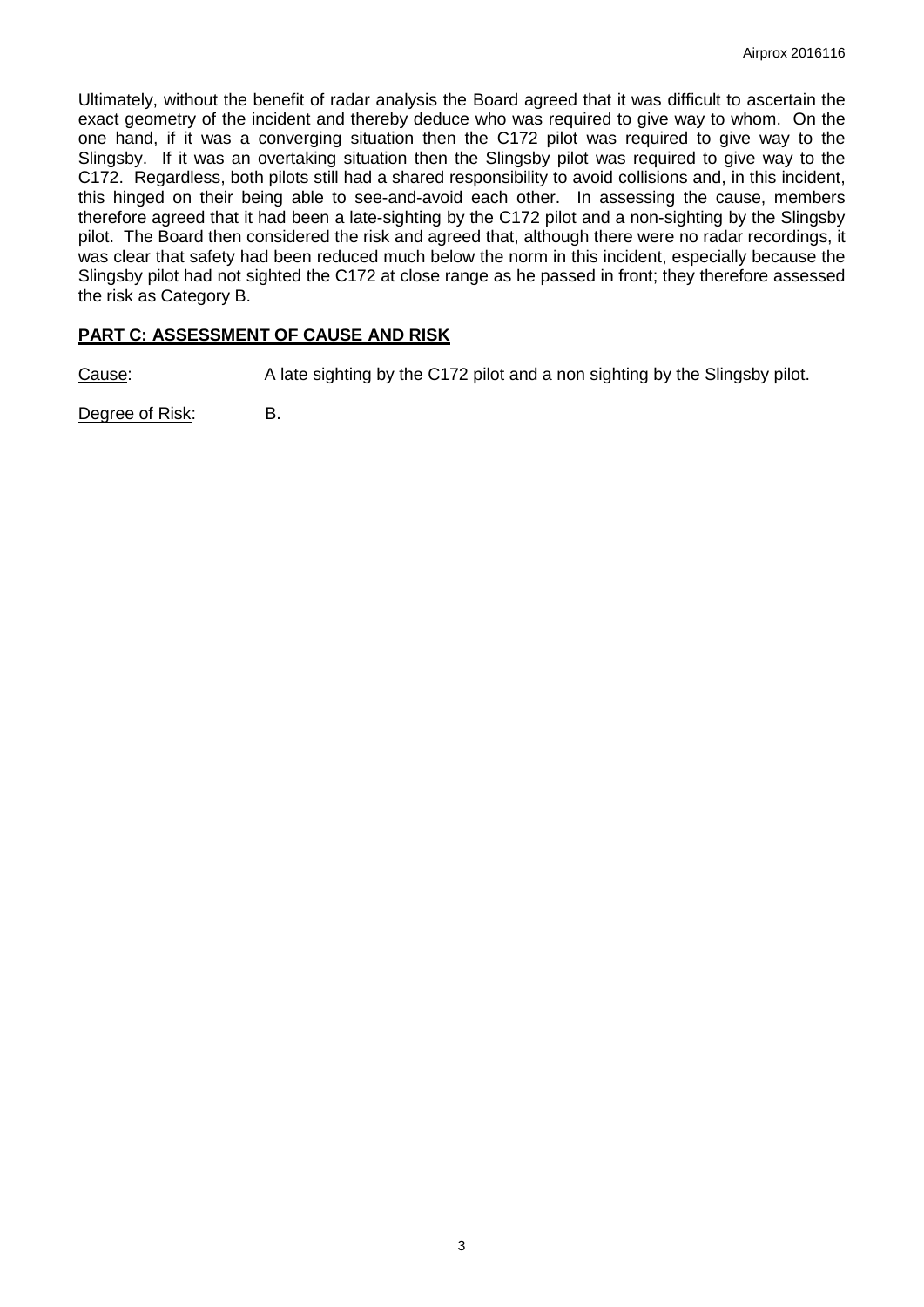Ultimately, without the benefit of radar analysis the Board agreed that it was difficult to ascertain the exact geometry of the incident and thereby deduce who was required to give way to whom. On the one hand, if it was a converging situation then the C172 pilot was required to give way to the Slingsby. If it was an overtaking situation then the Slingsby pilot was required to give way to the C172. Regardless, both pilots still had a shared responsibility to avoid collisions and, in this incident, this hinged on their being able to see-and-avoid each other. In assessing the cause, members therefore agreed that it had been a late-sighting by the C172 pilot and a non-sighting by the Slingsby pilot. The Board then considered the risk and agreed that, although there were no radar recordings, it was clear that safety had been reduced much below the norm in this incident, especially because the Slingsby pilot had not sighted the C172 at close range as he passed in front; they therefore assessed the risk as Category B.

## PART C: ASSESSMENT OF CAUSE AND RISK

Cause: A late sighting by the C172 pilot and a non sighting by the Slingsby pilot.

Degree of Risk: B.